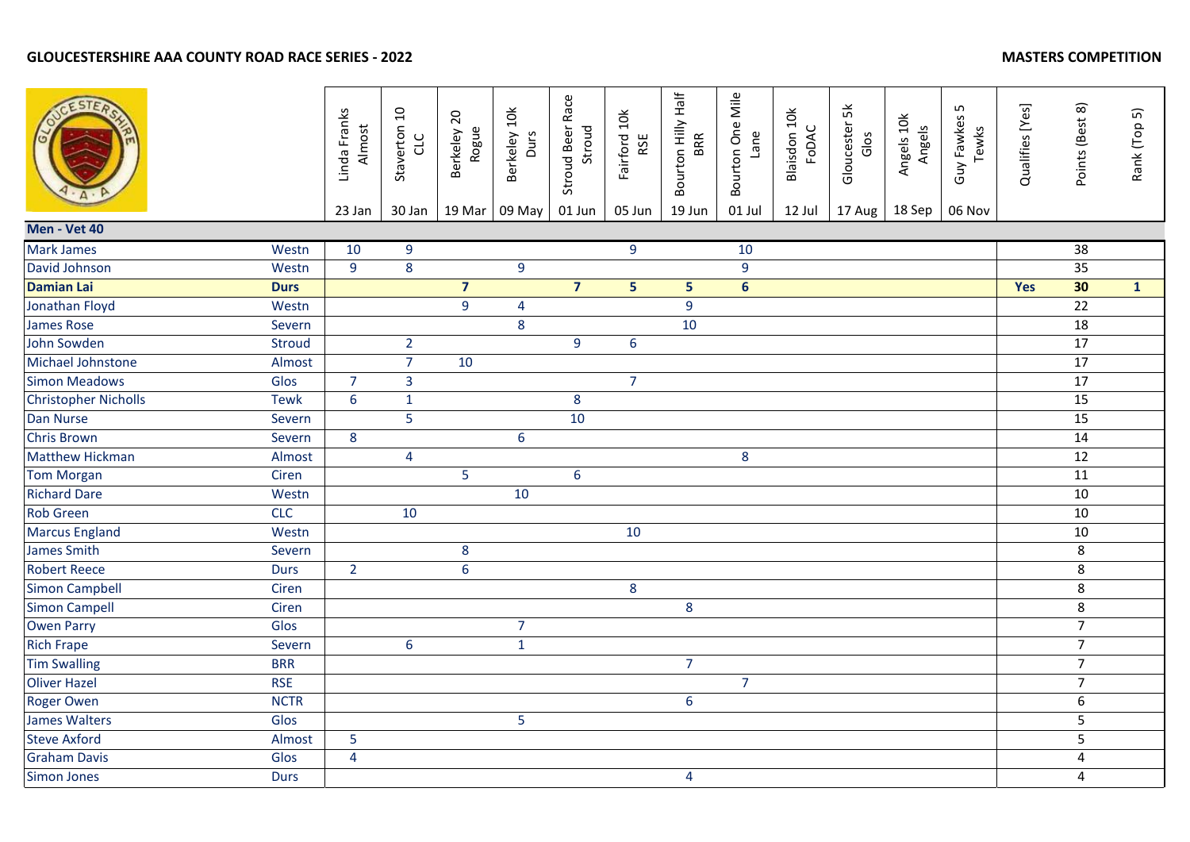# GLOUCESTERSHIRE AAA COUNTY ROAD RACE SERIES - 2022

## MASTERS COMPETITION

| | | Linda Franks Almost | Staverton 10 CLC | Berkeley 20 Rogue | Berkeley 10k Durs | Stroud Beer Race Stroud | Fairford 10k RSE | Bourton Hilly Half BRR | Bourton One Mile Lane | Blaisdon 10k FoDAC | Gloucester 5k Glos | Angels 10k Angels | Guy Fawkes 5 Tewks | Qualifies [Yes] | Points (Best 8) | Rank (Top 5) |
|---|---|---|---|---|---|---|---|---|---|---|---|---|---|---|---|---|
| | | 23 Jan | 30 Jan | 19 Mar | 09 May | 01 Jun | 05 Jun | 19 Jun | 01 Jul | 12 Jul | 17 Aug | 18 Sep | 06 Nov | | | |
| **Men - Vet 40** | | | | | | | | | | | | | | | | |
| Mark James | Westn | 10 | 9 | | | | 9 | | 10 | | | | | | 38 | |
| David Johnson | Westn | 9 | 8 | | 9 | | | | 9 | | | | | | 35 | |
| **Damian Lai** | **Durs** | | | **7** | | **7** | **5** | **5** | **6** | | | | | **Yes** | **30** | **1** |
| Jonathan Floyd | Westn | | | 9 | 4 | | | 9 | | | | | | | 22 | |
| James Rose | Severn | | | | 8 | | | 10 | | | | | | | 18 | |
| John Sowden | Stroud | | 2 | | | 9 | 6 | | | | | | | | 17 | |
| Michael Johnstone | Almost | | 7 | 10 | | | | | | | | | | | 17 | |
| Simon Meadows | Glos | 7 | 3 | | | | 7 | | | | | | | | 17 | |
| Christopher Nicholls | Tewk | 6 | 1 | | | 8 | | | | | | | | | 15 | |
| Dan Nurse | Severn | | 5 | | | 10 | | | | | | | | | 15 | |
| Chris Brown | Severn | 8 | | | 6 | | | | | | | | | | 14 | |
| Matthew Hickman | Almost | | 4 | | | | | | 8 | | | | | | 12 | |
| Tom Morgan | Ciren | | | 5 | | 6 | | | | | | | | | 11 | |
| Richard Dare | Westn | | | | 10 | | | | | | | | | | 10 | |
| Rob Green | CLC | | 10 | | | | | | | | | | | | 10 | |
| Marcus England | Westn | | | | | | 10 | | | | | | | | 10 | |
| James Smith | Severn | | | 8 | | | | | | | | | | | 8 | |
| Robert Reece | Durs | 2 | | 6 | | | | | | | | | | | 8 | |
| Simon Campbell | Ciren | | | | | | 8 | | | | | | | | 8 | |
| Simon Campell | Ciren | | | | | | | 8 | | | | | | | 8 | |
| Owen Parry | Glos | | | | 7 | | | | | | | | | | 7 | |
| Rich Frape | Severn | | 6 | | 1 | | | | | | | | | | 7 | |
| Tim Swalling | BRR | | | | | | | 7 | | | | | | | 7 | |
| Oliver Hazel | RSE | | | | | | | | 7 | | | | | | 7 | |
| Roger Owen | NCTR | | | | | | | 6 | | | | | | | 6 | |
| James Walters | Glos | | | | 5 | | | | | | | | | | 5 | |
| Steve Axford | Almost | 5 | | | | | | | | | | | | | 5 | |
| Graham Davis | Glos | 4 | | | | | | | | | | | | | 4 | |
| Simon Jones | Durs | | | | | | | 4 | | | | | | | 4 | |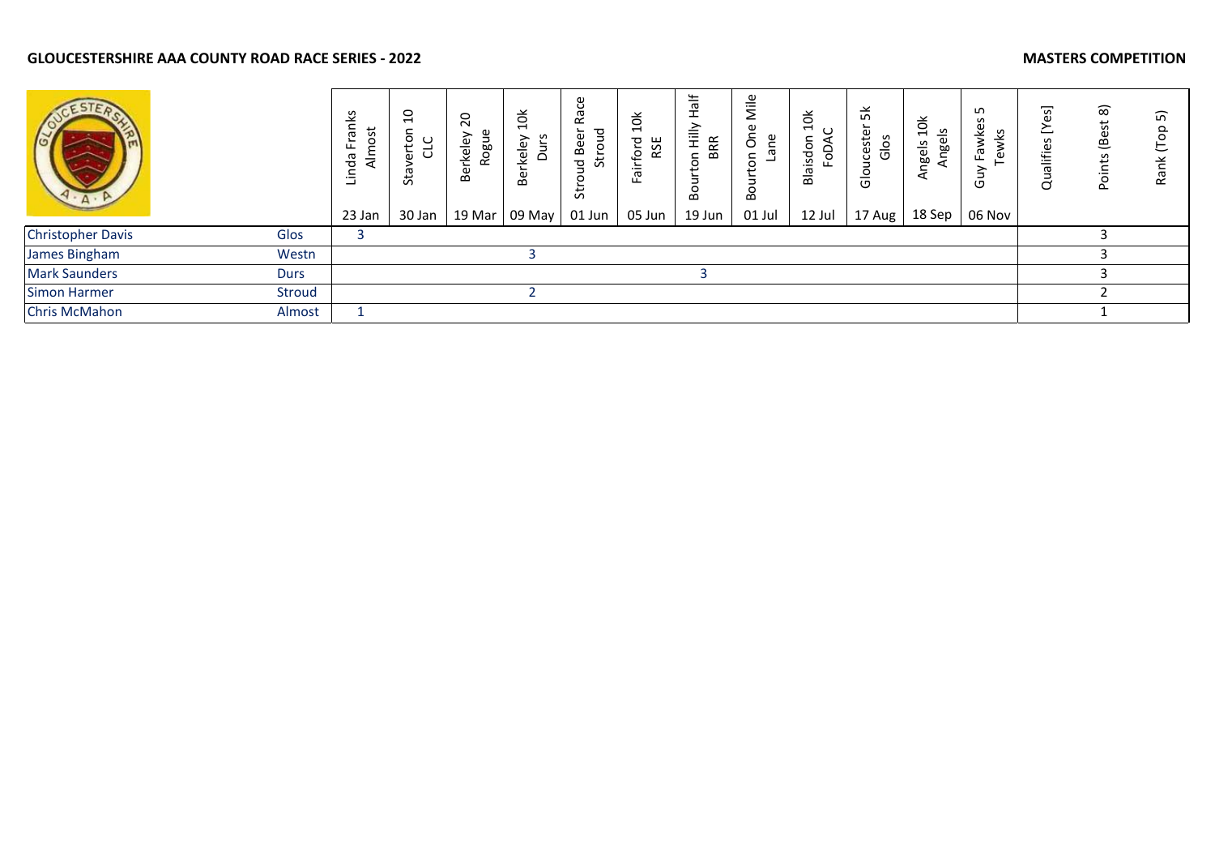**GLOUCESTERSHIRE AAA COUNTY ROAD RACE SERIES - 2022**

**MASTERS COMPETITION**

| | | Linda Franks Almost | Staverton 10 CLC | Berkeley 20 Rogue | Berkeley 10k Durs | Stroud Beer Race Stroud | Fairford 10k RSE | Bourton Hilly Half BRR | Bourton One Mile Lane | Blaisdon 10k FoDAC | Gloucester 5k Glos | Angels 10k Angels | Guy Fawkes 5 Tewks | Qualifies [Yes] | Points (Best 8) | Rank (Top 5) |
|---|---|---|---|---|---|---|---|---|---|---|---|---|---|---|---|---|
| | | 23 Jan | 30 Jan | 19 Mar | 09 May | 01 Jun | 05 Jun | 19 Jun | 01 Jul | 12 Jul | 17 Aug | 18 Sep | 06 Nov | | | |
| Christopher Davis | Glos | 3 | | | | | | | | | | | | | 3 | |
| James Bingham | Westn | | | | 3 | | | | | | | | | | 3 | |
| Mark Saunders | Durs | | | | | | | 3 | | | | | | | 3 | |
| Simon Harmer | Stroud | | | | 2 | | | | | | | | | | 2 | |
| Chris McMahon | Almost | 1 | | | | | | | | | | | | | 1 | |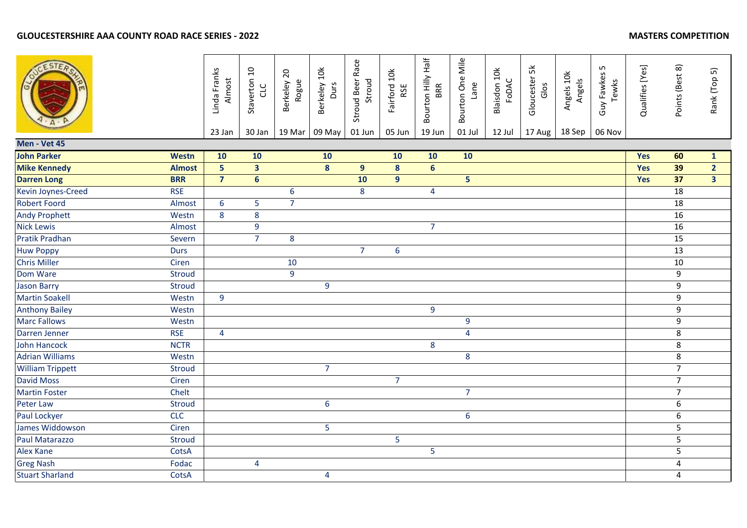**GLOUCESTERSHIRE AAA COUNTY ROAD RACE SERIES - 2022**

**MASTERS COMPETITION**

| | | Linda Franks Almost | Staverton 10 CLC | Berkeley 20 Rogue | Berkeley 10k Durs | Stroud Beer Race Stroud | Fairford 10k RSE | Bourton Hilly Half BRR | Bourton One Mile Lane | Blaisdon 10k FoDAC | Gloucester 5k Glos | Angels 10k Angels | Guy Fawkes 5 Tewks | Qualifies [Yes] | Points (Best 8) | Rank (Top 5) |
|---|---|---|---|---|---|---|---|---|---|---|---|---|---|---|---|---|
| | | 23 Jan | 30 Jan | 19 Mar | 09 May | 01 Jun | 05 Jun | 19 Jun | 01 Jul | 12 Jul | 17 Aug | 18 Sep | 06 Nov | | | |
| **Men - Vet 45** | | | | | | | | | | | | | | | | |
| **John Parker** | **Westn** | **10** | **10** | | **10** | | **10** | **10** | **10** | | | | | **Yes** | **60** | **1** |
| **Mike Kennedy** | **Almost** | **5** | **3** | | **8** | **9** | **8** | **6** | | | | | | **Yes** | **39** | **2** |
| **Darren Long** | **BRR** | **7** | **6** | | | **10** | **9** | | **5** | | | | | **Yes** | **37** | **3** |
| Kevin Joynes-Creed | RSE | | | 6 | | 8 | | 4 | | | | | | | 18 | |
| Robert Foord | Almost | 6 | 5 | 7 | | | | | | | | | | | 18 | |
| Andy Prophett | Westn | 8 | 8 | | | | | | | | | | | | 16 | |
| Nick Lewis | Almost | | 9 | | | | | 7 | | | | | | | 16 | |
| Pratik Pradhan | Severn | | 7 | 8 | | | | | | | | | | | 15 | |
| Huw Poppy | Durs | | | | | 7 | 6 | | | | | | | | 13 | |
| Chris Miller | Ciren | | | 10 | | | | | | | | | | | 10 | |
| Dom Ware | Stroud | | | 9 | | | | | | | | | | | 9 | |
| Jason Barry | Stroud | | | | 9 | | | | | | | | | | 9 | |
| Martin Soakell | Westn | 9 | | | | | | | | | | | | | 9 | |
| Anthony Bailey | Westn | | | | | | | 9 | | | | | | | 9 | |
| Marc Fallows | Westn | | | | | | | | 9 | | | | | | 9 | |
| Darren Jenner | RSE | 4 | | | | | | | 4 | | | | | | 8 | |
| John Hancock | NCTR | | | | | | | 8 | | | | | | | 8 | |
| Adrian Williams | Westn | | | | | | | | 8 | | | | | | 8 | |
| William Trippett | Stroud | | | | 7 | | | | | | | | | | 7 | |
| David Moss | Ciren | | | | | | 7 | | | | | | | | 7 | |
| Martin Foster | Chelt | | | | | | | | 7 | | | | | | 7 | |
| Peter Law | Stroud | | | | 6 | | | | | | | | | | 6 | |
| Paul Lockyer | CLC | | | | | | | | 6 | | | | | | 6 | |
| James Widdowson | Ciren | | | | 5 | | | | | | | | | | 5 | |
| Paul Matarazzo | Stroud | | | | | | 5 | | | | | | | | 5 | |
| Alex Kane | CotsA | | | | | | | 5 | | | | | | | 5 | |
| Greg Nash | Fodac | | 4 | | | | | | | | | | | | 4 | |
| Stuart Sharland | CotsA | | | | 4 | | | | | | | | | | 4 | |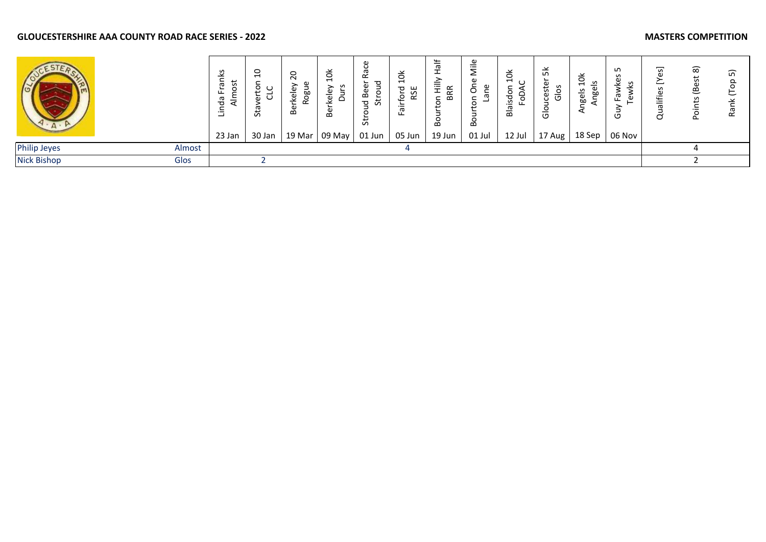**GLOUCESTERSHIRE AAA COUNTY ROAD RACE SERIES - 2022** **MASTERS COMPETITION**

| | | Linda Franks Almost | Staverton 10 CLC | Berkeley 20 Rogue | Berkeley 10k Durs | Stroud Beer Race Stroud | Fairford 10k RSE | Bourton Hilly Half BRR | Bourton One Mile Lane | Blaisdon 10k FoDAC | Gloucester 5k Glos | Angels 10k Angels | Guy Fawkes 5 Tewks | Qualifies [Yes] | Points (Best 8) | Rank (Top 5) |
|---|---|---|---|---|---|---|---|---|---|---|---|---|---|---|---|---|
| | | 23 Jan | 30 Jan | 19 Mar | 09 May | 01 Jun | 05 Jun | 19 Jun | 01 Jul | 12 Jul | 17 Aug | 18 Sep | 06 Nov | | | |
| Philip Jeyes | Almost | | | | | | 4 | | | | | | | | 4 | |
| Nick Bishop | Glos | | 2 | | | | | | | | | | | | 2 | |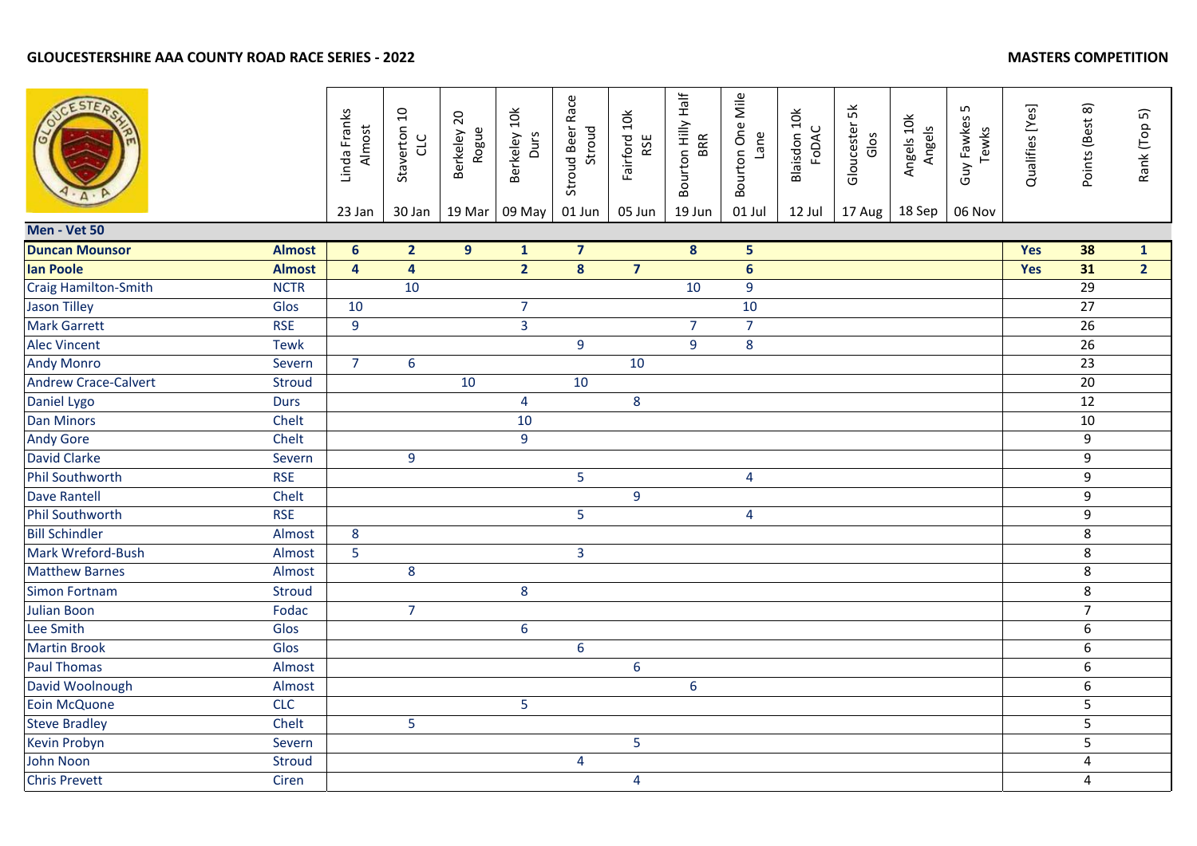**GLOUCESTERSHIRE AAA COUNTY ROAD RACE SERIES - 2022** **MASTERS COMPETITION**

| | | Linda Franks Almost 23 Jan | Staverton 10 CLC 30 Jan | Berkeley 20 Rogue 19 Mar | Berkeley 10k Durs 09 May | Stroud Beer Race Stroud 01 Jun | Fairford 10k RSE 05 Jun | Bourton Hilly Half BRR 19 Jun | Bourton One Mile Lane 01 Jul | Blaisdon 10k FoDAC 12 Jul | Gloucester 5k Glos 17 Aug | Angels 10k Angels 18 Sep | Guy Fawkes 5 Tewks 06 Nov | Qualifies [Yes] | Points (Best 8) | Rank (Top 5) |
|---|---|---|---|---|---|---|---|---|---|---|---|---|---|---|---|---|
| **Men - Vet 50** | | | | | | | | | | | | | | | | |
| **Duncan Mounsor** | **Almost** | **6** | **2** | **9** | **1** | **7** | | **8** | **5** | | | | | **Yes** | **38** | **1** |
| **Ian Poole** | **Almost** | **4** | **4** | | **2** | **8** | **7** | | **6** | | | | | **Yes** | **31** | **2** |
| Craig Hamilton-Smith | NCTR | | 10 | | | | | 10 | 9 | | | | | | 29 | |
| Jason Tilley | Glos | 10 | | | 7 | | | | 10 | | | | | | 27 | |
| Mark Garrett | RSE | 9 | | | 3 | | | 7 | 7 | | | | | | 26 | |
| Alec Vincent | Tewk | | | | | 9 | | 9 | 8 | | | | | | 26 | |
| Andy Monro | Severn | 7 | 6 | | | | 10 | | | | | | | | 23 | |
| Andrew Crace-Calvert | Stroud | | | 10 | | 10 | | | | | | | | | 20 | |
| Daniel Lygo | Durs | | | | 4 | | 8 | | | | | | | | 12 | |
| Dan Minors | Chelt | | | | 10 | | | | | | | | | | 10 | |
| Andy Gore | Chelt | | | | 9 | | | | | | | | | | 9 | |
| David Clarke | Severn | | 9 | | | | | | | | | | | | 9 | |
| Phil Southworth | RSE | | | | | 5 | | | 4 | | | | | | 9 | |
| Dave Rantell | Chelt | | | | | | 9 | | | | | | | | 9 | |
| Phil Southworth | RSE | | | | | 5 | | | 4 | | | | | | 9 | |
| Bill Schindler | Almost | 8 | | | | | | | | | | | | | 8 | |
| Mark Wreford-Bush | Almost | 5 | | | | 3 | | | | | | | | | 8 | |
| Matthew Barnes | Almost | | 8 | | | | | | | | | | | | 8 | |
| Simon Fortnam | Stroud | | | | 8 | | | | | | | | | | 8 | |
| Julian Boon | Fodac | | 7 | | | | | | | | | | | | 7 | |
| Lee Smith | Glos | | | | 6 | | | | | | | | | | 6 | |
| Martin Brook | Glos | | | | | 6 | | | | | | | | | 6 | |
| Paul Thomas | Almost | | | | | | 6 | | | | | | | | 6 | |
| David Woolnough | Almost | | | | | | | 6 | | | | | | | 6 | |
| Eoin McQuone | CLC | | | | 5 | | | | | | | | | | 5 | |
| Steve Bradley | Chelt | | 5 | | | | | | | | | | | | 5 | |
| Kevin Probyn | Severn | | | | | | 5 | | | | | | | | 5 | |
| John Noon | Stroud | | | | | 4 | | | | | | | | | 4 | |
| Chris Prevett | Ciren | | | | | | 4 | | | | | | | | 4 | |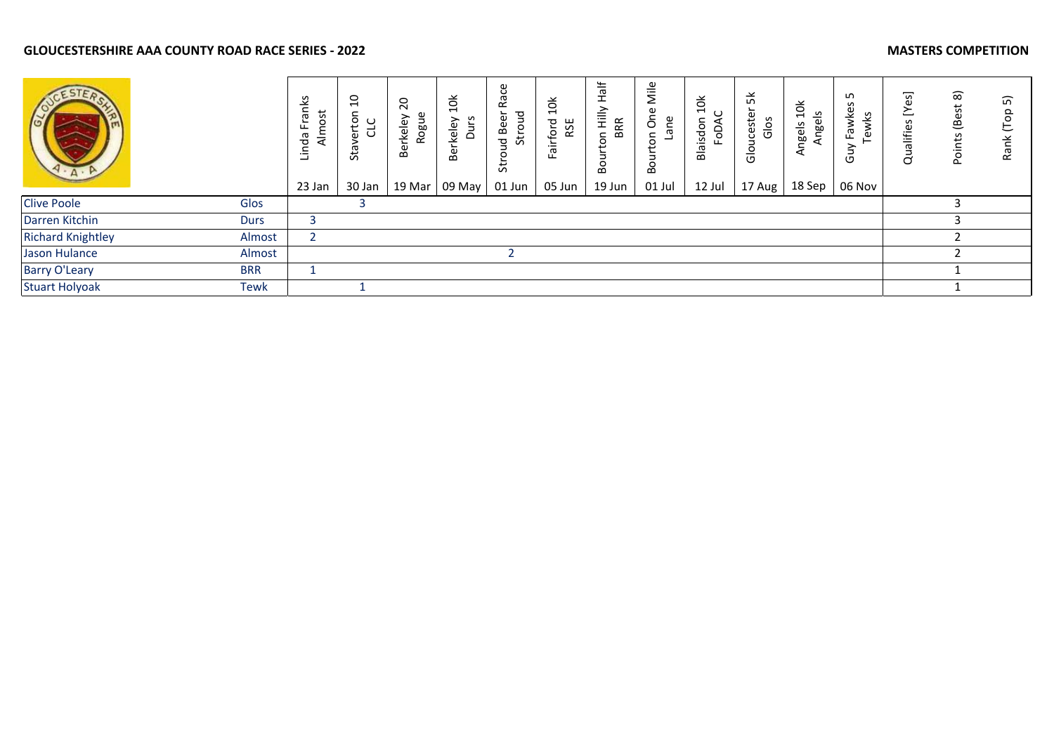**GLOUCESTERSHIRE AAA COUNTY ROAD RACE SERIES - 2022**

**MASTERS COMPETITION**

| | | Linda Franks Almost 23 Jan | Staverton 10 CLC 30 Jan | Berkeley 20 Rogue 19 Mar | Berkeley 10k Durs 09 May | Stroud Beer Race Stroud 01 Jun | Fairford 10k RSE 05 Jun | Bourton Hilly Half BRR 19 Jun | Bourton One Mile Lane 01 Jul | Blaisdon 10k FoDAC 12 Jul | Gloucester 5k Glos 17 Aug | Angels 10k Angels 18 Sep | Guy Fawkes 5 Tewks 06 Nov | Qualifies [Yes] | Points (Best 8) | Rank (Top 5) |
|---|---|---|---|---|---|---|---|---|---|---|---|---|---|---|---|---|
| Clive Poole | Glos | | 3 | | | | | | | | | | | | 3 | |
| Darren Kitchin | Durs | 3 | | | | | | | | | | | | | 3 | |
| Richard Knightley | Almost | 2 | | | | | | | | | | | | | 2 | |
| Jason Hulance | Almost | | | | | 2 | | | | | | | | | 2 | |
| Barry O'Leary | BRR | 1 | | | | | | | | | | | | | 1 | |
| Stuart Holyoak | Tewk | | 1 | | | | | | | | | | | | 1 | |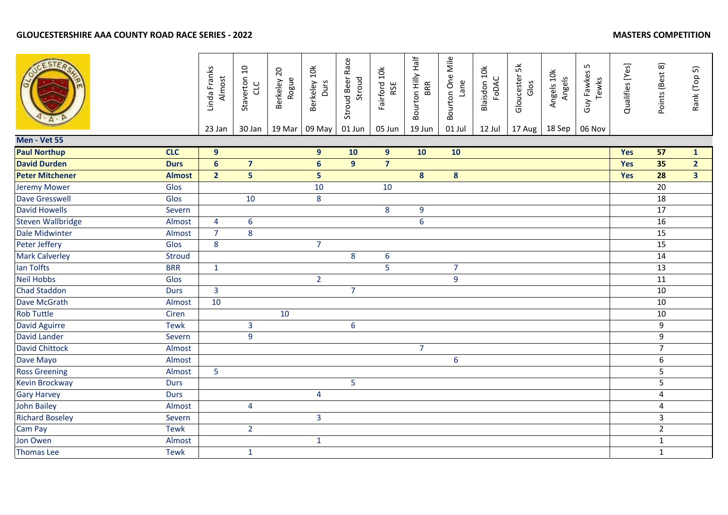**GLOUCESTERSHIRE AAA COUNTY ROAD RACE SERIES - 2022**

**MASTERS COMPETITION**

| | | Linda Franks Almost 23 Jan | Staverton 10 CLC 30 Jan | Berkeley 20 Rogue 19 Mar | Berkeley 10k Durs 09 May | Stroud Beer Race Stroud 01 Jun | Fairford 10k RSE 05 Jun | Bourton Hilly Half BRR 19 Jun | Bourton One Mile Lane 01 Jul | Blaisdon 10k FoDAC 12 Jul | Gloucester 5k Glos 17 Aug | Angels 10k Angels 18 Sep | Guy Fawkes 5 Tewks 06 Nov | Qualifies [Yes] | Points (Best 8) | Rank (Top 5) |
|---|---|---|---|---|---|---|---|---|---|---|---|---|---|---|---|---|
| **Men - Vet 55** | | | | | | | | | | | | | | | | |
| **Paul Northup** | **CLC** | **9** | | | **9** | **10** | **9** | **10** | **10** | | | | | **Yes** | **57** | **1** |
| **David Durden** | **Durs** | **6** | **7** | | **6** | **9** | **7** | | | | | | | **Yes** | **35** | **2** |
| **Peter Mitchener** | **Almost** | **2** | **5** | | **5** | | | **8** | **8** | | | | | **Yes** | **28** | **3** |
| Jeremy Mower | Glos | | | | 10 | | 10 | | | | | | | | 20 | |
| Dave Gresswell | Glos | | 10 | | 8 | | | | | | | | | | 18 | |
| David Howells | Severn | | | | | | 8 | 9 | | | | | | | 17 | |
| Steven Wallbridge | Almost | 4 | 6 | | | | | 6 | | | | | | | 16 | |
| Dale Midwinter | Almost | 7 | 8 | | | | | | | | | | | | 15 | |
| Peter Jeffery | Glos | 8 | | | 7 | | | | | | | | | | 15 | |
| Mark Calverley | Stroud | | | | | 8 | 6 | | | | | | | | 14 | |
| Ian Tolfts | BRR | 1 | | | | | 5 | | 7 | | | | | | 13 | |
| Neil Hobbs | Glos | | | | 2 | | | | 9 | | | | | | 11 | |
| Chad Staddon | Durs | 3 | | | | 7 | | | | | | | | | 10 | |
| Dave McGrath | Almost | 10 | | | | | | | | | | | | | 10 | |
| Rob Tuttle | Ciren | | | 10 | | | | | | | | | | | 10 | |
| David Aguirre | Tewk | | 3 | | | 6 | | | | | | | | | 9 | |
| David Lander | Severn | | 9 | | | | | | | | | | | | 9 | |
| David Chittock | Almost | | | | | | | 7 | | | | | | | 7 | |
| Dave Mayo | Almost | | | | | | | | 6 | | | | | | 6 | |
| Ross Greening | Almost | 5 | | | | | | | | | | | | | 5 | |
| Kevin Brockway | Durs | | | | | 5 | | | | | | | | | 5 | |
| Gary Harvey | Durs | | | | 4 | | | | | | | | | | 4 | |
| John Bailey | Almost | | 4 | | | | | | | | | | | | 4 | |
| Richard Boseley | Severn | | | | 3 | | | | | | | | | | 3 | |
| Cam Pay | Tewk | | 2 | | | | | | | | | | | | 2 | |
| Jon Owen | Almost | | | | 1 | | | | | | | | | | 1 | |
| Thomas Lee | Tewk | | 1 | | | | | | | | | | | | 1 | |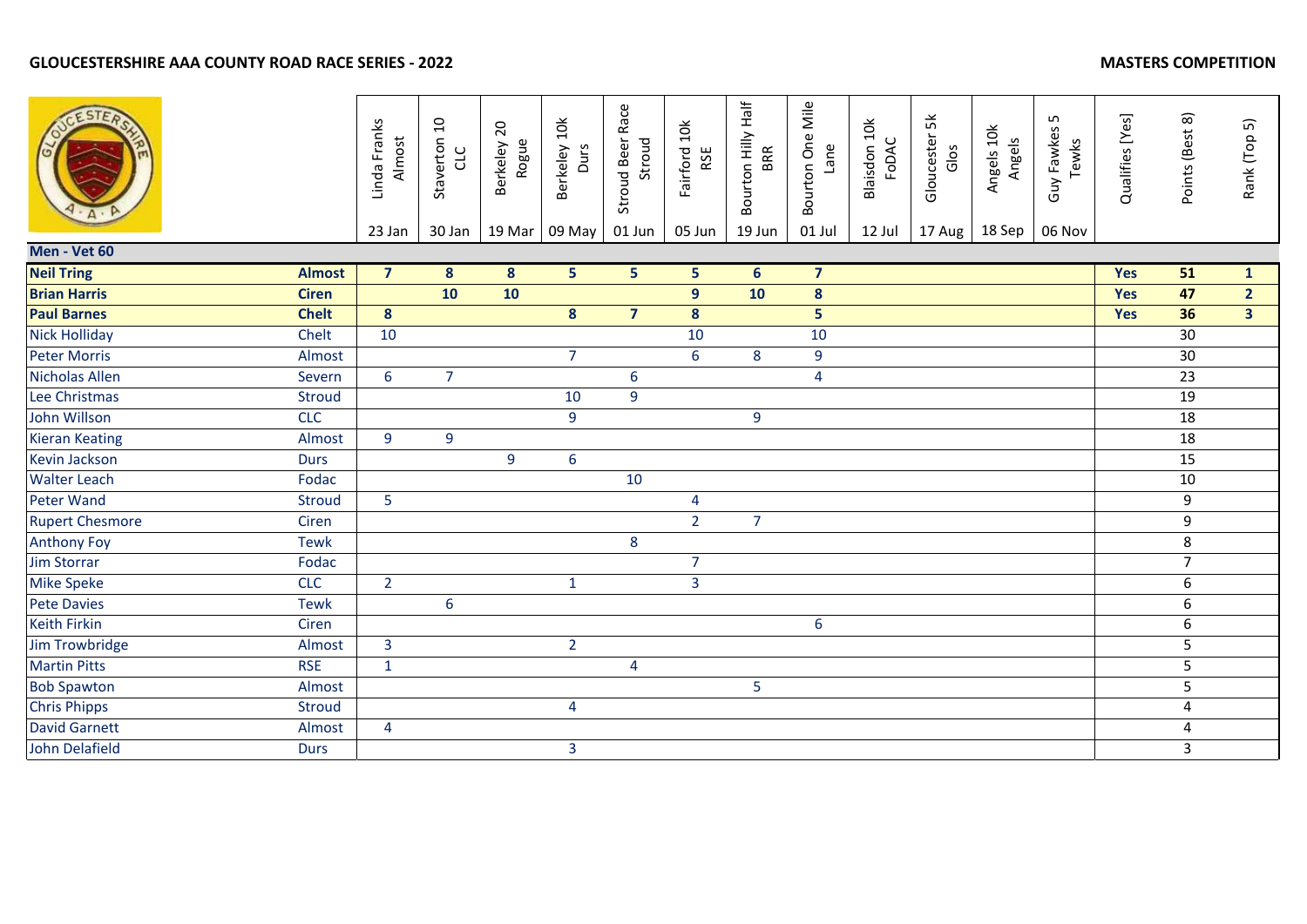**GLOUCESTERSHIRE AAA COUNTY ROAD RACE SERIES - 2022** **MASTERS COMPETITION**

| | | Linda Franks Almost 23 Jan | Staverton 10 CLC 30 Jan | Berkeley 20 Rogue 19 Mar | Berkeley 10k Durs 09 May | Stroud Beer Race Stroud 01 Jun | Fairford 10k RSE 05 Jun | Bourton Hilly Half BRR 19 Jun | Bourton One Mile Lane 01 Jul | Blaisdon 10k FoDAC 12 Jul | Gloucester 5k Glos 17 Aug | Angels 10k Angels 18 Sep | Guy Fawkes 5 Tewks 06 Nov | Qualifies [Yes] | Points (Best 8) | Rank (Top 5) |
|---|---|---|---|---|---|---|---|---|---|---|---|---|---|---|---|---|
| **Men - Vet 60** | | | | | | | | | | | | | | | | |
| **Neil Tring** | **Almost** | **7** | **8** | **8** | **5** | **5** | **5** | **6** | **7** | | | | | **Yes** | **51** | **1** |
| **Brian Harris** | **Ciren** | | **10** | **10** | | | **9** | **10** | **8** | | | | | **Yes** | **47** | **2** |
| **Paul Barnes** | **Chelt** | **8** | | | **8** | **7** | **8** | | **5** | | | | | **Yes** | **36** | **3** |
| Nick Holliday | Chelt | 10 | | | | | 10 | | 10 | | | | | | 30 | |
| Peter Morris | Almost | | | | 7 | | 6 | 8 | 9 | | | | | | 30 | |
| Nicholas Allen | Severn | 6 | 7 | | | 6 | | | 4 | | | | | | 23 | |
| Lee Christmas | Stroud | | | | 10 | 9 | | | | | | | | | 19 | |
| John Willson | CLC | | | | 9 | | | 9 | | | | | | | 18 | |
| Kieran Keating | Almost | 9 | 9 | | | | | | | | | | | | 18 | |
| Kevin Jackson | Durs | | | 9 | 6 | | | | | | | | | | 15 | |
| Walter Leach | Fodac | | | | | 10 | | | | | | | | | 10 | |
| Peter Wand | Stroud | 5 | | | | | 4 | | | | | | | | 9 | |
| Rupert Chesmore | Ciren | | | | | | 2 | 7 | | | | | | | 9 | |
| Anthony Foy | Tewk | | | | | 8 | | | | | | | | | 8 | |
| Jim Storrar | Fodac | | | | | | 7 | | | | | | | | 7 | |
| Mike Speke | CLC | 2 | | | 1 | | 3 | | | | | | | | 6 | |
| Pete Davies | Tewk | | 6 | | | | | | | | | | | | 6 | |
| Keith Firkin | Ciren | | | | | | | | 6 | | | | | | 6 | |
| Jim Trowbridge | Almost | 3 | | | 2 | | | | | | | | | | 5 | |
| Martin Pitts | RSE | 1 | | | | 4 | | | | | | | | | 5 | |
| Bob Spawton | Almost | | | | | | | 5 | | | | | | | 5 | |
| Chris Phipps | Stroud | | | | 4 | | | | | | | | | | 4 | |
| David Garnett | Almost | 4 | | | | | | | | | | | | | 4 | |
| John Delafield | Durs | | | | 3 | | | | | | | | | | 3 | |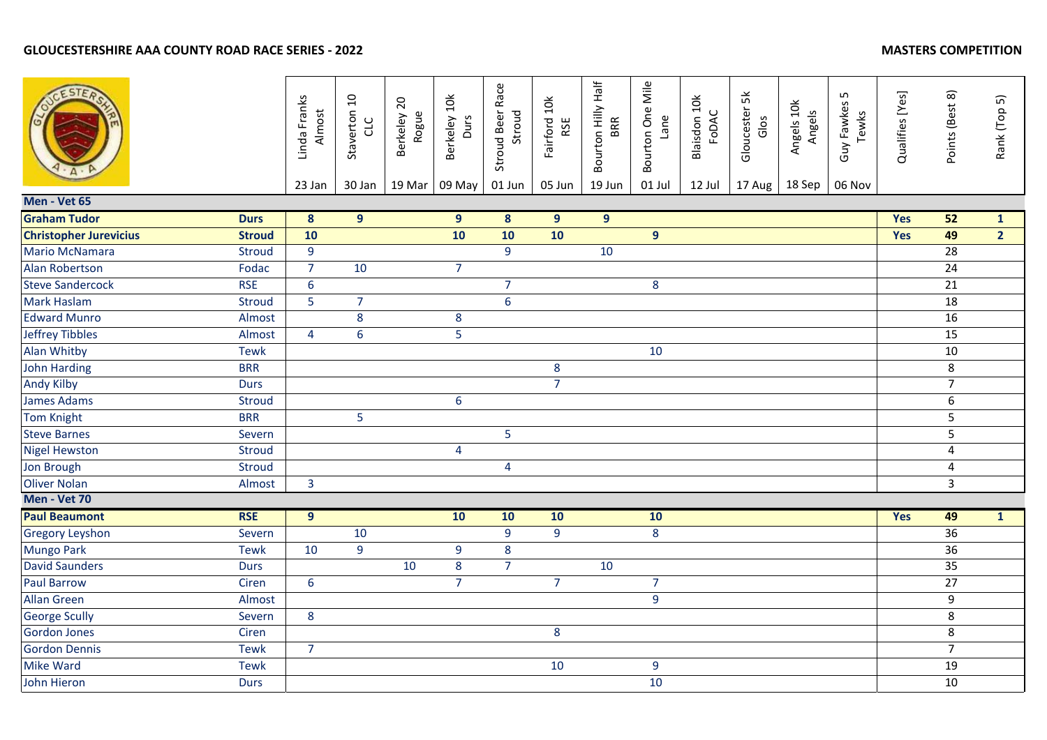## GLOUCESTERSHIRE AAA COUNTY ROAD RACE SERIES - 2022

## MASTERS COMPETITION

| | | Linda Franks Almost 23 Jan | Staverton 10 CLC 30 Jan | Berkeley 20 Rogue 19 Mar | Berkeley 10k Durs 09 May | Stroud Beer Race Stroud 01 Jun | Fairford 10k RSE 05 Jun | Bourton Hilly Half BRR 19 Jun | Bourton One Mile Lane 01 Jul | Blaisdon 10k FoDAC 12 Jul | Gloucester 5k Glos 17 Aug | Angels 10k Angels 18 Sep | Guy Fawkes 5 Tewks 06 Nov | Qualifies [Yes] | Points (Best 8) | Rank (Top 5) |
|---|---|---|---|---|---|---|---|---|---|---|---|---|---|---|---|---|
| **Men - Vet 65** | | | | | | | | | | | | | | | | |
| **Graham Tudor** | **Durs** | **8** | **9** | | **9** | **8** | **9** | **9** | | | | | | **Yes** | **52** | **1** |
| **Christopher Jurevicius** | **Stroud** | **10** | | | **10** | **10** | **10** | | **9** | | | | | **Yes** | **49** | **2** |
| Mario McNamara | Stroud | 9 | | | | 9 | | 10 | | | | | | | 28 | |
| Alan Robertson | Fodac | 7 | 10 | | 7 | | | | | | | | | | 24 | |
| Steve Sandercock | RSE | 6 | | | | 7 | | | 8 | | | | | | 21 | |
| Mark Haslam | Stroud | 5 | 7 | | | 6 | | | | | | | | | 18 | |
| Edward Munro | Almost | | 8 | | 8 | | | | | | | | | | 16 | |
| Jeffrey Tibbles | Almost | 4 | 6 | | 5 | | | | | | | | | | 15 | |
| Alan Whitby | Tewk | | | | | | | | 10 | | | | | | 10 | |
| John Harding | BRR | | | | | | 8 | | | | | | | | 8 | |
| Andy Kilby | Durs | | | | | | 7 | | | | | | | | 7 | |
| James Adams | Stroud | | | | 6 | | | | | | | | | | 6 | |
| Tom Knight | BRR | | 5 | | | | | | | | | | | | 5 | |
| Steve Barnes | Severn | | | | | 5 | | | | | | | | | 5 | |
| Nigel Hewston | Stroud | | | | 4 | | | | | | | | | | 4 | |
| Jon Brough | Stroud | | | | | 4 | | | | | | | | | 4 | |
| Oliver Nolan | Almost | 3 | | | | | | | | | | | | | 3 | |
| **Men - Vet 70** | | | | | | | | | | | | | | | | |
| **Paul Beaumont** | **RSE** | **9** | | | **10** | **10** | **10** | | **10** | | | | | **Yes** | **49** | **1** |
| Gregory Leyshon | Severn | | 10 | | | 9 | 9 | | 8 | | | | | | 36 | |
| Mungo Park | Tewk | 10 | 9 | | 9 | 8 | | | | | | | | | 36 | |
| David Saunders | Durs | | | 10 | 8 | 7 | | 10 | | | | | | | 35 | |
| Paul Barrow | Ciren | 6 | | | 7 | | 7 | | 7 | | | | | | 27 | |
| Allan Green | Almost | | | | | | | | 9 | | | | | | 9 | |
| George Scully | Severn | 8 | | | | | | | | | | | | | 8 | |
| Gordon Jones | Ciren | | | | | | 8 | | | | | | | | 8 | |
| Gordon Dennis | Tewk | 7 | | | | | | | | | | | | | 7 | |
| Mike Ward | Tewk | | | | | | 10 | | 9 | | | | | | 19 | |
| John Hieron | Durs | | | | | | | | 10 | | | | | | 10 | |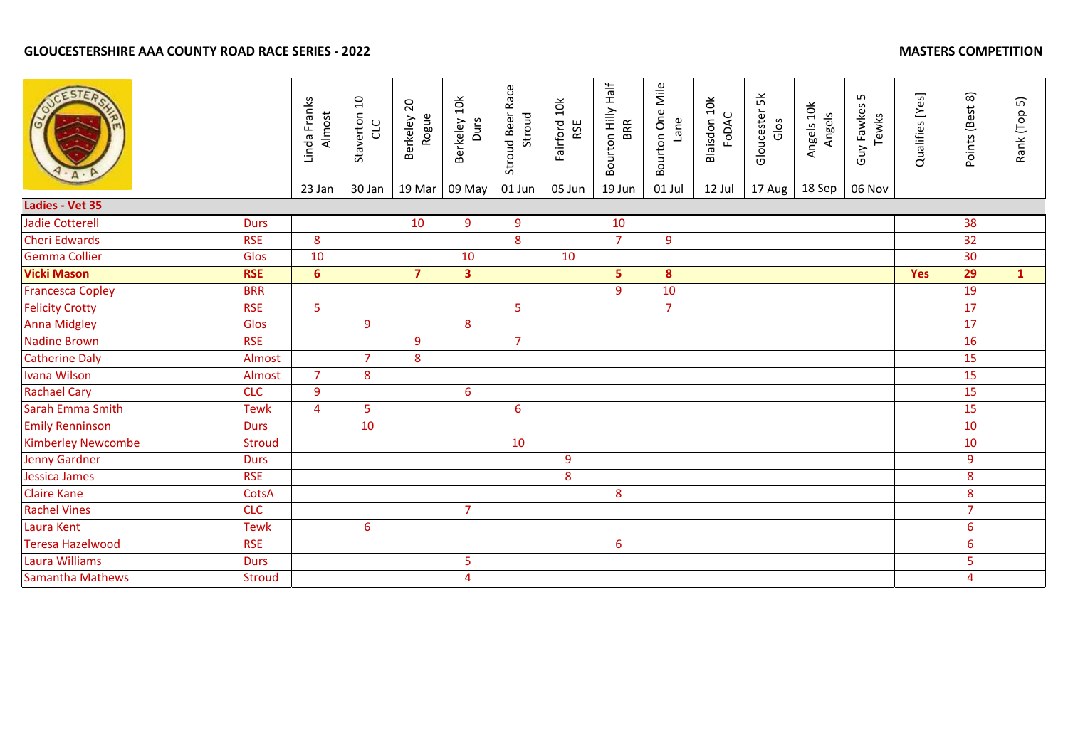**GLOUCESTERSHIRE AAA COUNTY ROAD RACE SERIES - 2022**

**MASTERS COMPETITION**

| | | Linda Franks Almost 23 Jan | Staverton 10 CLC 30 Jan | Berkeley 20 Rogue 19 Mar | Berkeley 10k Durs 09 May | Stroud Beer Race Stroud 01 Jun | Fairford 10k RSE 05 Jun | Bourton Hilly Half BRR 19 Jun | Bourton One Mile Lane 01 Jul | Blaisdon 10k FoDAC 12 Jul | Gloucester 5k Glos 17 Aug | Angels 10k Angels 18 Sep | Guy Fawkes 5 Tewks 06 Nov | Qualifies [Yes] | Points (Best 8) | Rank (Top 5) |
|---|---|---|---|---|---|---|---|---|---|---|---|---|---|---|---|---|
| **Ladies - Vet 35** | | | | | | | | | | | | | | | | |
| Jadie Cotterell | Durs | | | 10 | 9 | 9 | | 10 | | | | | | | 38 | |
| Cheri Edwards | RSE | 8 | | | | 8 | | 7 | 9 | | | | | | 32 | |
| Gemma Collier | Glos | 10 | | | 10 | | 10 | | | | | | | | 30 | |
| **Vicki Mason** | **RSE** | **6** | | **7** | **3** | | | **5** | **8** | | | | | **Yes** | **29** | **1** |
| Francesca Copley | BRR | | | | | | | 9 | 10 | | | | | | 19 | |
| Felicity Crotty | RSE | 5 | | | | 5 | | | 7 | | | | | | 17 | |
| Anna Midgley | Glos | | 9 | | 8 | | | | | | | | | | 17 | |
| Nadine Brown | RSE | | | 9 | | 7 | | | | | | | | | 16 | |
| Catherine Daly | Almost | | 7 | 8 | | | | | | | | | | | 15 | |
| Ivana Wilson | Almost | 7 | 8 | | | | | | | | | | | | 15 | |
| Rachael Cary | CLC | 9 | | | 6 | | | | | | | | | | 15 | |
| Sarah Emma Smith | Tewk | 4 | 5 | | | 6 | | | | | | | | | 15 | |
| Emily Renninson | Durs | | 10 | | | | | | | | | | | | 10 | |
| Kimberley Newcombe | Stroud | | | | | 10 | | | | | | | | | 10 | |
| Jenny Gardner | Durs | | | | | | 9 | | | | | | | | 9 | |
| Jessica James | RSE | | | | | | 8 | | | | | | | | 8 | |
| Claire Kane | CotsA | | | | | | | 8 | | | | | | | 8 | |
| Rachel Vines | CLC | | | | 7 | | | | | | | | | | 7 | |
| Laura Kent | Tewk | | 6 | | | | | | | | | | | | 6 | |
| Teresa Hazelwood | RSE | | | | | | | 6 | | | | | | | 6 | |
| Laura Williams | Durs | | | | 5 | | | | | | | | | | 5 | |
| Samantha Mathews | Stroud | | | | 4 | | | | | | | | | | 4 | |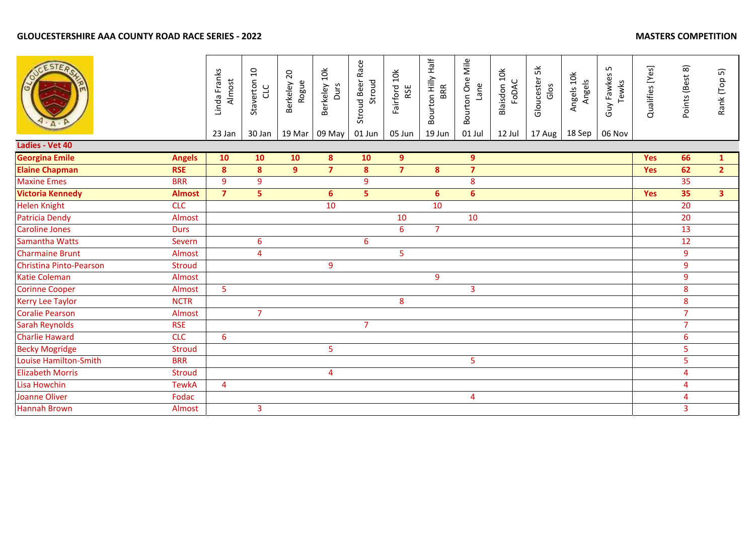## GLOUCESTERSHIRE AAA COUNTY ROAD RACE SERIES - 2022

## MASTERS COMPETITION

| | | Linda Franks Almost 23 Jan | Staverton 10 CLC 30 Jan | Berkeley 20 Rogue 19 Mar | Berkeley 10k Durs 09 May | Stroud Beer Race Stroud 01 Jun | Fairford 10k RSE 05 Jun | Bourton Hilly Half BRR 19 Jun | Bourton One Mile Lane 01 Jul | Blaisdon 10k FoDAC 12 Jul | Gloucester 5k Glos 17 Aug | Angels 10k Angels 18 Sep | Guy Fawkes 5 Tewks 06 Nov | Qualifies [Yes] | Points (Best 8) | Rank (Top 5) |
|---|---|---|---|---|---|---|---|---|---|---|---|---|---|---|---|---|
| **Ladies - Vet 40** | | | | | | | | | | | | | | | | |
| **Georgina Emile** | **Angels** | **10** | **10** | **10** | **8** | **10** | **9** | | **9** | | | | | **Yes** | **66** | **1** |
| **Elaine Chapman** | **RSE** | **8** | **8** | **9** | **7** | **8** | **7** | **8** | **7** | | | | | **Yes** | **62** | **2** |
| Maxine Emes | BRR | 9 | 9 | | | 9 | | | 8 | | | | | | 35 | |
| **Victoria Kennedy** | **Almost** | **7** | **5** | | **6** | **5** | | **6** | **6** | | | | | **Yes** | **35** | **3** |
| Helen Knight | CLC | | | | 10 | | | 10 | | | | | | | 20 | |
| Patricia Dendy | Almost | | | | | | 10 | | 10 | | | | | | 20 | |
| Caroline Jones | Durs | | | | | | 6 | 7 | | | | | | | 13 | |
| Samantha Watts | Severn | | 6 | | | 6 | | | | | | | | | 12 | |
| Charmaine Brunt | Almost | | 4 | | | | 5 | | | | | | | | 9 | |
| Christina Pinto-Pearson | Stroud | | | | 9 | | | | | | | | | | 9 | |
| Katie Coleman | Almost | | | | | | | 9 | | | | | | | 9 | |
| Corinne Cooper | Almost | 5 | | | | | | | 3 | | | | | | 8 | |
| Kerry Lee Taylor | NCTR | | | | | | 8 | | | | | | | | 8 | |
| Coralie Pearson | Almost | | 7 | | | | | | | | | | | | 7 | |
| Sarah Reynolds | RSE | | | | | 7 | | | | | | | | | 7 | |
| Charlie Haward | CLC | 6 | | | | | | | | | | | | | 6 | |
| Becky Mogridge | Stroud | | | | 5 | | | | | | | | | | 5 | |
| Louise Hamilton-Smith | BRR | | | | | | | | 5 | | | | | | 5 | |
| Elizabeth Morris | Stroud | | | | 4 | | | | | | | | | | 4 | |
| Lisa Howchin | TewkA | 4 | | | | | | | | | | | | | 4 | |
| Joanne Oliver | Fodac | | | | | | | | 4 | | | | | | 4 | |
| Hannah Brown | Almost | | 3 | | | | | | | | | | | | 3 | |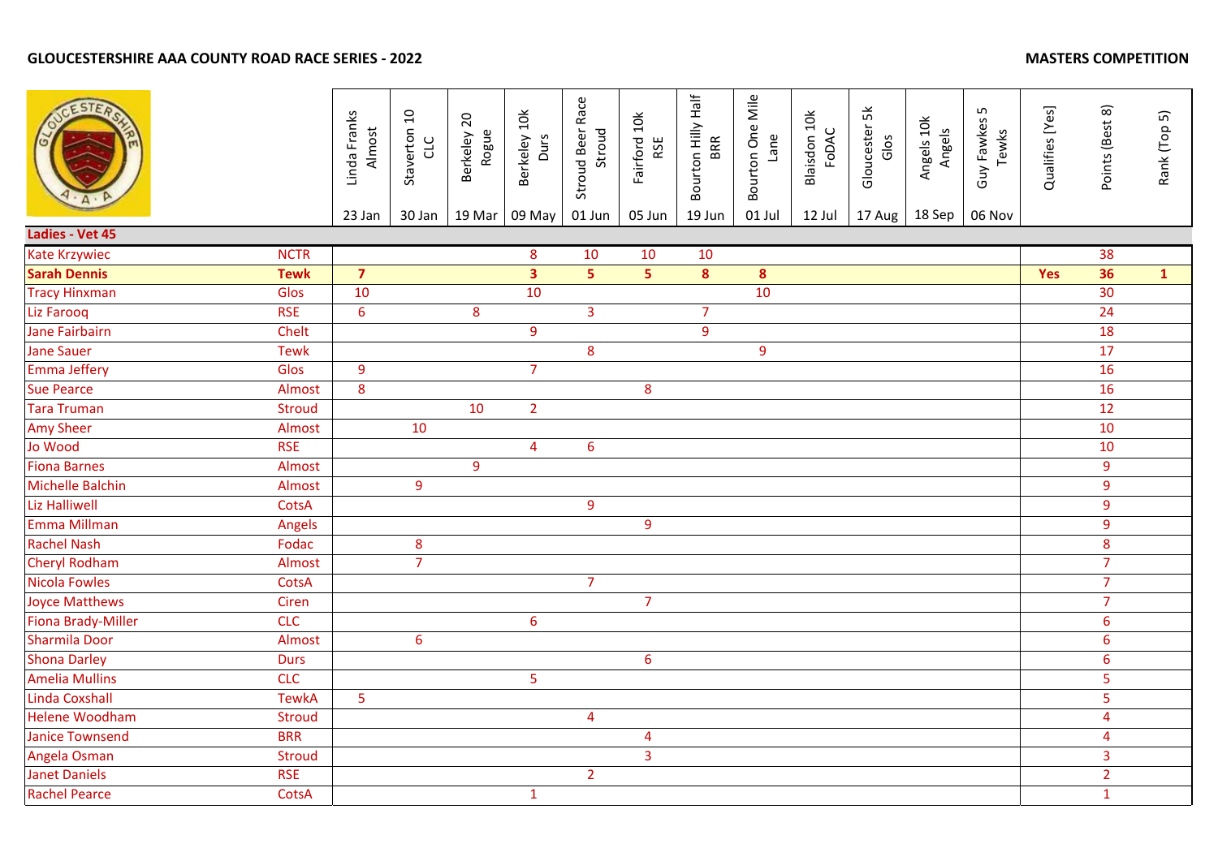**GLOUCESTERSHIRE AAA COUNTY ROAD RACE SERIES - 2022**

**MASTERS COMPETITION**

| | | Linda Franks Almost 23 Jan | Staverton 10 CLC 30 Jan | Berkeley 20 Rogue 19 Mar | Berkeley 10k Durs 09 May | Stroud Beer Race Stroud 01 Jun | Fairford 10k RSE 05 Jun | Bourton Hilly Half BRR 19 Jun | Bourton One Mile Lane 01 Jul | Blaisdon 10k FoDAC 12 Jul | Gloucester 5k Glos 17 Aug | Angels 10k Angels 18 Sep | Guy Fawkes 5 Tewks 06 Nov | Qualifies [Yes] | Points (Best 8) | Rank (Top 5) |
|---|---|---|---|---|---|---|---|---|---|---|---|---|---|---|---|---|
| **Ladies - Vet 45** | | | | | | | | | | | | | | | | |
| Kate Krzywiec | NCTR | | | | 8 | 10 | 10 | 10 | | | | | | | 38 | |
| **Sarah Dennis** | **Tewk** | **7** | | | **3** | **5** | **5** | **8** | **8** | | | | | **Yes** | **36** | **1** |
| Tracy Hinxman | Glos | 10 | | | 10 | | | | 10 | | | | | | 30 | |
| Liz Farooq | RSE | 6 | | 8 | | 3 | | 7 | | | | | | | 24 | |
| Jane Fairbairn | Chelt | | | | 9 | | | 9 | | | | | | | 18 | |
| Jane Sauer | Tewk | | | | | 8 | | | 9 | | | | | | 17 | |
| Emma Jeffery | Glos | 9 | | | 7 | | | | | | | | | | 16 | |
| Sue Pearce | Almost | 8 | | | | | 8 | | | | | | | | 16 | |
| Tara Truman | Stroud | | | 10 | 2 | | | | | | | | | | 12 | |
| Amy Sheer | Almost | | 10 | | | | | | | | | | | | 10 | |
| Jo Wood | RSE | | | | 4 | 6 | | | | | | | | | 10 | |
| Fiona Barnes | Almost | | | 9 | | | | | | | | | | | 9 | |
| Michelle Balchin | Almost | | 9 | | | | | | | | | | | | 9 | |
| Liz Halliwell | CotsA | | | | | 9 | | | | | | | | | 9 | |
| Emma Millman | Angels | | | | | | 9 | | | | | | | | 9 | |
| Rachel Nash | Fodac | | 8 | | | | | | | | | | | | 8 | |
| Cheryl Rodham | Almost | | 7 | | | | | | | | | | | | 7 | |
| Nicola Fowles | CotsA | | | | | 7 | | | | | | | | | 7 | |
| Joyce Matthews | Ciren | | | | | | 7 | | | | | | | | 7 | |
| Fiona Brady-Miller | CLC | | | | 6 | | | | | | | | | | 6 | |
| Sharmila Door | Almost | | 6 | | | | | | | | | | | | 6 | |
| Shona Darley | Durs | | | | | | 6 | | | | | | | | 6 | |
| Amelia Mullins | CLC | | | | 5 | | | | | | | | | | 5 | |
| Linda Coxshall | TewkA | 5 | | | | | | | | | | | | | 5 | |
| Helene Woodham | Stroud | | | | | 4 | | | | | | | | | 4 | |
| Janice Townsend | BRR | | | | | | 4 | | | | | | | | 4 | |
| Angela Osman | Stroud | | | | | | 3 | | | | | | | | 3 | |
| Janet Daniels | RSE | | | | | 2 | | | | | | | | | 2 | |
| Rachel Pearce | CotsA | | | | 1 | | | | | | | | | | 1 | |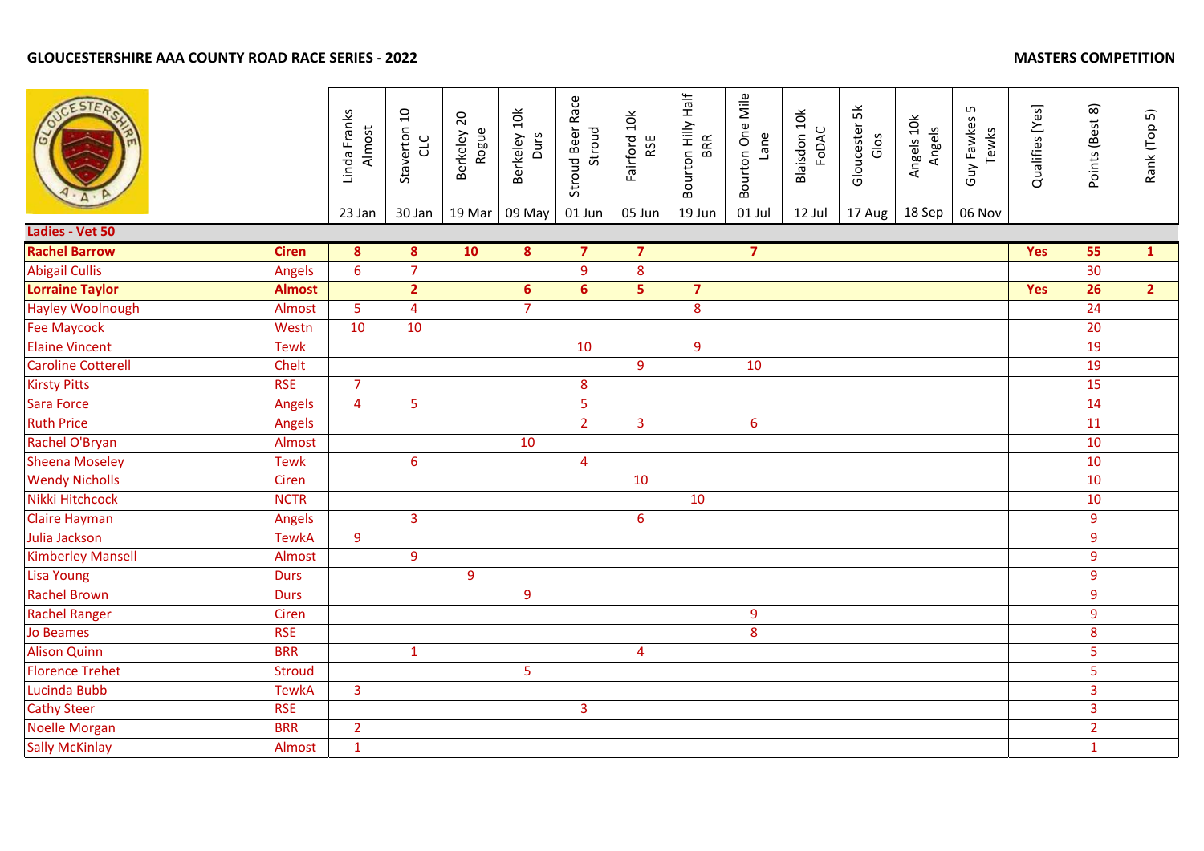**GLOUCESTERSHIRE AAA COUNTY ROAD RACE SERIES - 2022**

**MASTERS COMPETITION**

| | | Linda Franks Almost 23 Jan | Staverton 10 CLC 30 Jan | Berkeley 20 Rogue 19 Mar | Berkeley 10k Durs 09 May | Stroud Beer Race Stroud 01 Jun | Fairford 10k RSE 05 Jun | Bourton Hilly Half BRR 19 Jun | Bourton One Mile Lane 01 Jul | Blaisdon 10k FoDAC 12 Jul | Gloucester 5k Glos 17 Aug | Angels 10k Angels 18 Sep | Guy Fawkes 5 Tewks 06 Nov | Qualifies [Yes] | Points (Best 8) | Rank (Top 5) |
|---|---|---|---|---|---|---|---|---|---|---|---|---|---|---|---|---|
| **Ladies - Vet 50** | | | | | | | | | | | | | | | | |
| **Rachel Barrow** | **Ciren** | **8** | **8** | **10** | **8** | **7** | **7** | | **7** | | | | | **Yes** | **55** | **1** |
| Abigail Cullis | Angels | 6 | 7 | | | 9 | 8 | | | | | | | | 30 | |
| **Lorraine Taylor** | **Almost** | | **2** | | **6** | **6** | **5** | **7** | | | | | | **Yes** | **26** | **2** |
| Hayley Woolnough | Almost | 5 | 4 | | 7 | | | 8 | | | | | | | 24 | |
| Fee Maycock | Westn | 10 | 10 | | | | | | | | | | | | 20 | |
| Elaine Vincent | Tewk | | | | | 10 | | 9 | | | | | | | 19 | |
| Caroline Cotterell | Chelt | | | | | | 9 | | 10 | | | | | | 19 | |
| Kirsty Pitts | RSE | 7 | | | | 8 | | | | | | | | | 15 | |
| Sara Force | Angels | 4 | 5 | | | 5 | | | | | | | | | 14 | |
| Ruth Price | Angels | | | | | 2 | 3 | | 6 | | | | | | 11 | |
| Rachel O'Bryan | Almost | | | | 10 | | | | | | | | | | 10 | |
| Sheena Moseley | Tewk | | 6 | | | 4 | | | | | | | | | 10 | |
| Wendy Nicholls | Ciren | | | | | | 10 | | | | | | | | 10 | |
| Nikki Hitchcock | NCTR | | | | | | | 10 | | | | | | | 10 | |
| Claire Hayman | Angels | | 3 | | | | 6 | | | | | | | | 9 | |
| Julia Jackson | TewkA | 9 | | | | | | | | | | | | | 9 | |
| Kimberley Mansell | Almost | | 9 | | | | | | | | | | | | 9 | |
| Lisa Young | Durs | | | 9 | | | | | | | | | | | 9 | |
| Rachel Brown | Durs | | | | 9 | | | | | | | | | | 9 | |
| Rachel Ranger | Ciren | | | | | | | | 9 | | | | | | 9 | |
| Jo Beames | RSE | | | | | | | | 8 | | | | | | 8 | |
| Alison Quinn | BRR | | 1 | | | | 4 | | | | | | | | 5 | |
| Florence Trehet | Stroud | | | | 5 | | | | | | | | | | 5 | |
| Lucinda Bubb | TewkA | 3 | | | | | | | | | | | | | 3 | |
| Cathy Steer | RSE | | | | | 3 | | | | | | | | | 3 | |
| Noelle Morgan | BRR | 2 | | | | | | | | | | | | | 2 | |
| Sally McKinlay | Almost | 1 | | | | | | | | | | | | | 1 | |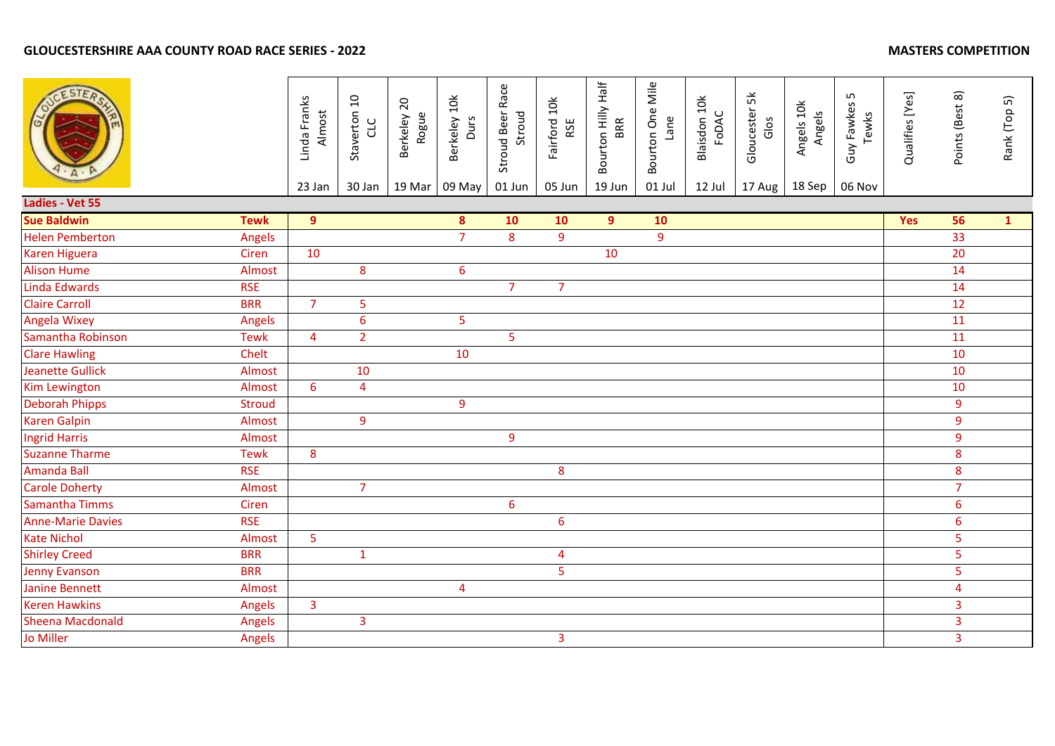**GLOUCESTERSHIRE AAA COUNTY ROAD RACE SERIES - 2022** **MASTERS COMPETITION**

| | | Linda Franks Almost | Staverton 10 CLC | Berkeley 20 Rogue | Berkeley 10k Durs | Stroud Beer Race Stroud | Fairford 10k RSE | Bourton Hilly Half BRR | Bourton One Mile Lane | Blaisdon 10k FoDAC | Gloucester 5k Glos | Angels 10k Angels | Guy Fawkes 5 Tewks | Qualifies [Yes] | Points (Best 8) | Rank (Top 5) |
|---|---|---|---|---|---|---|---|---|---|---|---|---|---|---|---|---|
| | | 23 Jan | 30 Jan | 19 Mar | 09 May | 01 Jun | 05 Jun | 19 Jun | 01 Jul | 12 Jul | 17 Aug | 18 Sep | 06 Nov | | | |
| **Ladies - Vet 55** | | | | | | | | | | | | | | | | |
| **Sue Baldwin** | **Tewk** | **9** | | | **8** | **10** | **10** | **9** | **10** | | | | | **Yes** | **56** | **1** |
| Helen Pemberton | Angels | | | | 7 | 8 | 9 | | 9 | | | | | | 33 | |
| Karen Higuera | Ciren | 10 | | | | | | 10 | | | | | | | 20 | |
| Alison Hume | Almost | | 8 | | 6 | | | | | | | | | | 14 | |
| Linda Edwards | RSE | | | | | 7 | 7 | | | | | | | | 14 | |
| Claire Carroll | BRR | 7 | 5 | | | | | | | | | | | | 12 | |
| Angela Wixey | Angels | | 6 | | 5 | | | | | | | | | | 11 | |
| Samantha Robinson | Tewk | 4 | 2 | | | 5 | | | | | | | | | 11 | |
| Clare Hawling | Chelt | | | | 10 | | | | | | | | | | 10 | |
| Jeanette Gullick | Almost | | 10 | | | | | | | | | | | | 10 | |
| Kim Lewington | Almost | 6 | 4 | | | | | | | | | | | | 10 | |
| Deborah Phipps | Stroud | | | | 9 | | | | | | | | | | 9 | |
| Karen Galpin | Almost | | 9 | | | | | | | | | | | | 9 | |
| Ingrid Harris | Almost | | | | | 9 | | | | | | | | | 9 | |
| Suzanne Tharme | Tewk | 8 | | | | | | | | | | | | | 8 | |
| Amanda Ball | RSE | | | | | | 8 | | | | | | | | 8 | |
| Carole Doherty | Almost | | 7 | | | | | | | | | | | | 7 | |
| Samantha Timms | Ciren | | | | | 6 | | | | | | | | | 6 | |
| Anne-Marie Davies | RSE | | | | | | 6 | | | | | | | | 6 | |
| Kate Nichol | Almost | 5 | | | | | | | | | | | | | 5 | |
| Shirley Creed | BRR | | 1 | | | | 4 | | | | | | | | 5 | |
| Jenny Evanson | BRR | | | | | | 5 | | | | | | | | 5 | |
| Janine Bennett | Almost | | | | 4 | | | | | | | | | | 4 | |
| Keren Hawkins | Angels | 3 | | | | | | | | | | | | | 3 | |
| Sheena Macdonald | Angels | | 3 | | | | | | | | | | | | 3 | |
| Jo Miller | Angels | | | | | | 3 | | | | | | | | 3 | |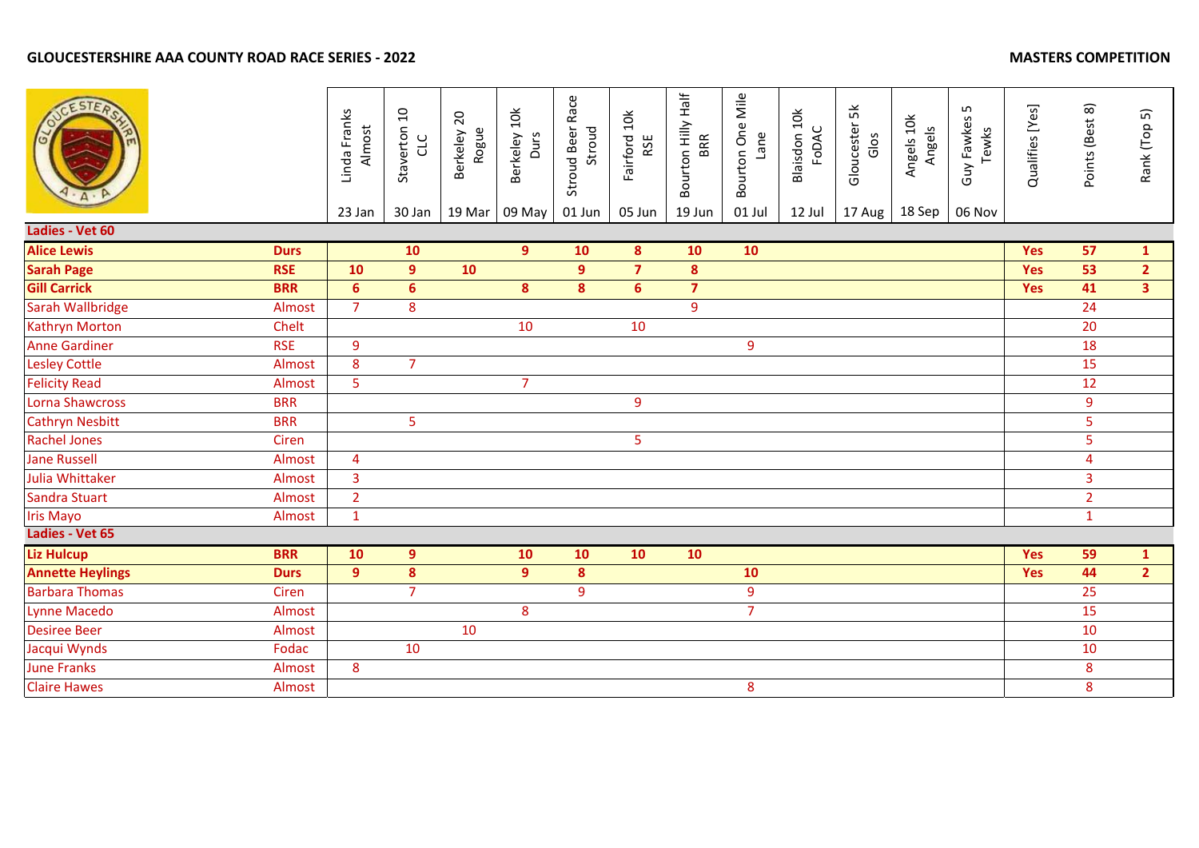**GLOUCESTERSHIRE AAA COUNTY ROAD RACE SERIES - 2022**

**MASTERS COMPETITION**

| | | Linda Franks Almost 23 Jan | Staverton 10 CLC 30 Jan | Berkeley 20 Rogue 19 Mar | Berkeley 10k Durs 09 May | Stroud Beer Race Stroud 01 Jun | Fairford 10k RSE 05 Jun | Bourton Hilly Half BRR 19 Jun | Bourton One Mile Lane 01 Jul | Blaisdon 10k FoDAC 12 Jul | Gloucester 5k Glos 17 Aug | Angels 10k Angels 18 Sep | Guy Fawkes 5 Tewks 06 Nov | Qualifies [Yes] | Points (Best 8) | Rank (Top 5) |
|---|---|---|---|---|---|---|---|---|---|---|---|---|---|---|---|---|
| **Ladies - Vet 60** | | | | | | | | | | | | | | | | |
| **Alice Lewis** | **Durs** | | **10** | | **9** | **10** | **8** | **10** | **10** | | | | | **Yes** | **57** | **1** |
| **Sarah Page** | **RSE** | **10** | **9** | **10** | | **9** | **7** | **8** | | | | | | **Yes** | **53** | **2** |
| **Gill Carrick** | **BRR** | **6** | **6** | | **8** | **8** | **6** | **7** | | | | | | **Yes** | **41** | **3** |
| Sarah Wallbridge | Almost | 7 | 8 | | | | | 9 | | | | | | | 24 | |
| Kathryn Morton | Chelt | | | | 10 | | 10 | | | | | | | | 20 | |
| Anne Gardiner | RSE | 9 | | | | | | | 9 | | | | | | 18 | |
| Lesley Cottle | Almost | 8 | 7 | | | | | | | | | | | | 15 | |
| Felicity Read | Almost | 5 | | | 7 | | | | | | | | | | 12 | |
| Lorna Shawcross | BRR | | | | | | 9 | | | | | | | | 9 | |
| Cathryn Nesbitt | BRR | | 5 | | | | | | | | | | | | 5 | |
| Rachel Jones | Ciren | | | | | | 5 | | | | | | | | 5 | |
| Jane Russell | Almost | 4 | | | | | | | | | | | | | 4 | |
| Julia Whittaker | Almost | 3 | | | | | | | | | | | | | 3 | |
| Sandra Stuart | Almost | 2 | | | | | | | | | | | | | 2 | |
| Iris Mayo | Almost | 1 | | | | | | | | | | | | | 1 | |
| **Ladies - Vet 65** | | | | | | | | | | | | | | | | |
| **Liz Hulcup** | **BRR** | **10** | **9** | | **10** | **10** | **10** | **10** | | | | | | **Yes** | **59** | **1** |
| **Annette Heylings** | **Durs** | **9** | **8** | | **9** | **8** | | | **10** | | | | | **Yes** | **44** | **2** |
| Barbara Thomas | Ciren | | 7 | | | 9 | | | 9 | | | | | | 25 | |
| Lynne Macedo | Almost | | | | 8 | | | | 7 | | | | | | 15 | |
| Desiree Beer | Almost | | | 10 | | | | | | | | | | | 10 | |
| Jacqui Wynds | Fodac | | 10 | | | | | | | | | | | | 10 | |
| June Franks | Almost | 8 | | | | | | | | | | | | | 8 | |
| Claire Hawes | Almost | | | | | | | | 8 | | | | | | 8 | |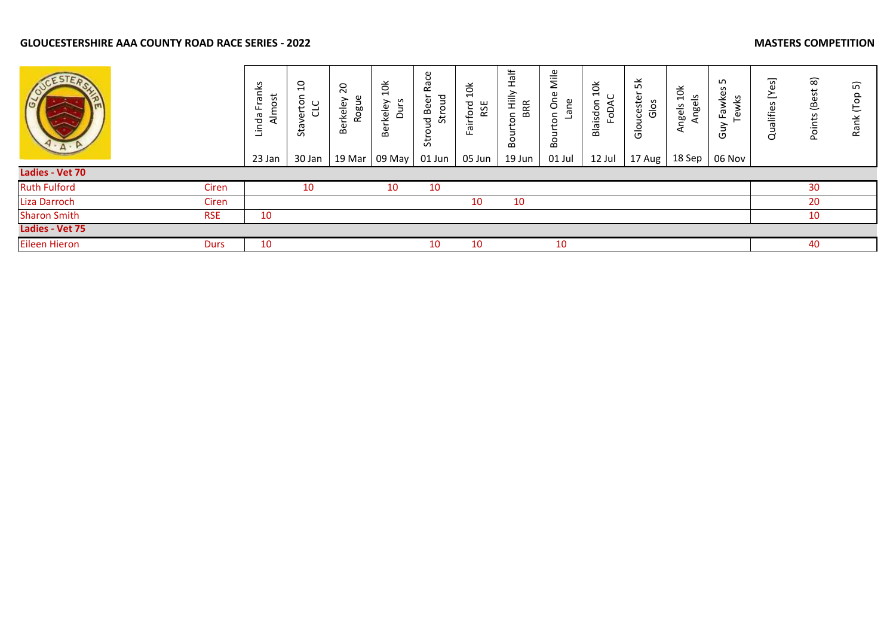**GLOUCESTERSHIRE AAA COUNTY ROAD RACE SERIES - 2022**

**MASTERS COMPETITION**

| | | Linda Franks Almost 23 Jan | Staverton 10 CLC 30 Jan | Berkeley 20 Rogue 19 Mar | Berkeley 10k Durs 09 May | Stroud Beer Race Stroud 01 Jun | Fairford 10k RSE 05 Jun | Bourton Hilly Half BRR 19 Jun | Bourton One Mile Lane 01 Jul | Blaisdon 10k FoDAC 12 Jul | Gloucester 5k Glos 17 Aug | Angels 10k Angels 18 Sep | Guy Fawkes 5 Tewks 06 Nov | Qualifies [Yes] | Points (Best 8) | Rank (Top 5) |
|---|---|---|---|---|---|---|---|---|---|---|---|---|---|---|---|---|
| **Ladies - Vet 70** | | | | | | | | | | | | | | | | |
| Ruth Fulford | Ciren | | 10 | | 10 | 10 | | | | | | | | | 30 | |
| Liza Darroch | Ciren | | | | | | 10 | 10 | | | | | | | 20 | |
| Sharon Smith | RSE | 10 | | | | | | | | | | | | | 10 | |
| **Ladies - Vet 75** | | | | | | | | | | | | | | | | |
| Eileen Hieron | Durs | 10 | | | | 10 | 10 | | 10 | | | | | | 40 | |